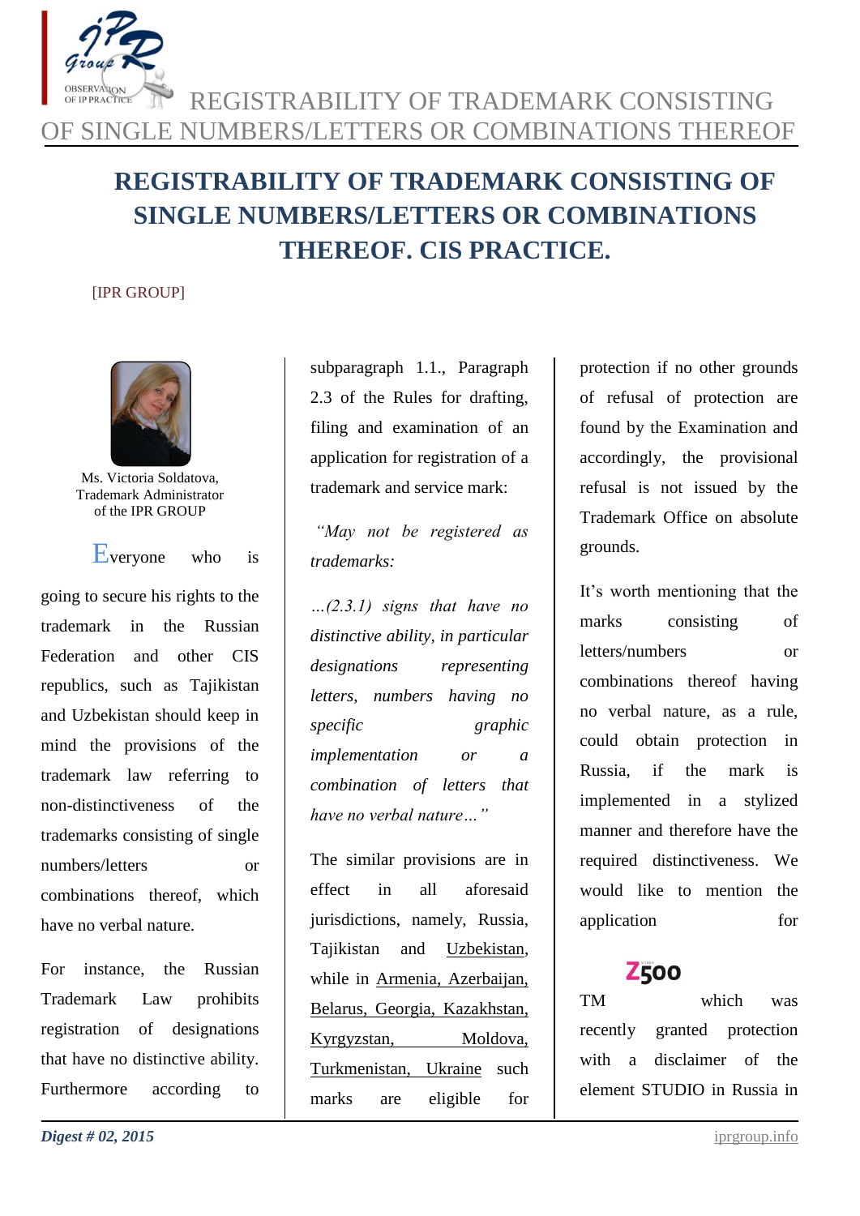# REGISTRABILITY OF TRADEMARK CONSISTING OF SINGLE NUMBERS/LETTERS OR COMBINATIONS THEREOF. CIS PRACTICE.

[IPR GROUP]

Ms. Victoria Soldatova, Trademark Administrator of the IPR GROUP

Everyone who is going to secure his rights to the trademark in the Russian Federation and other CIS republics, such as Tajikistan and Uzbekistan should keep in mind the provisions of the trademark law referring to non-distinctiveness of the trademarks consisting of single numbers/letters or combinations thereof, which have no verbal nature.

For instance, the Russian Trademark Law prohibits registration of designations that have no distinctive ability. Furthermore according to subparagraph 1.1., Paragraph 2.3 of the Rules for drafting, filing and examination of an application for registration of a trademark and service mark:

*"May not be registered as trademarks:*

*…(2.3.1) signs that have no distinctive ability, in particular designations representing letters, numbers having no specific graphic implementation or a combination of letters that have no verbal nature…"*

The similar provisions are in effect in all aforesaid jurisdictions, namely, Russia, Tajikistan and Uzbekistan, while in Armenia, Azerbaijan, Belarus, Georgia, Kazakhstan, Kyrgyzstan, Moldova, Turkmenistan, Ukraine such marks are eligible for protection if no other grounds of refusal of protection are found by the Examination and accordingly, the provisional refusal is not issued by the Trademark Office on absolute grounds.

It's worth mentioning that the marks consisting of letters/numbers or combinations thereof having no verbal nature, as a rule, could obtain protection in Russia, if the mark is implemented in a stylized manner and therefore have the required distinctiveness. We would like to mention the application for

Z500

TM which was recently granted protection with a disclaimer of the element STUDIO in Russia in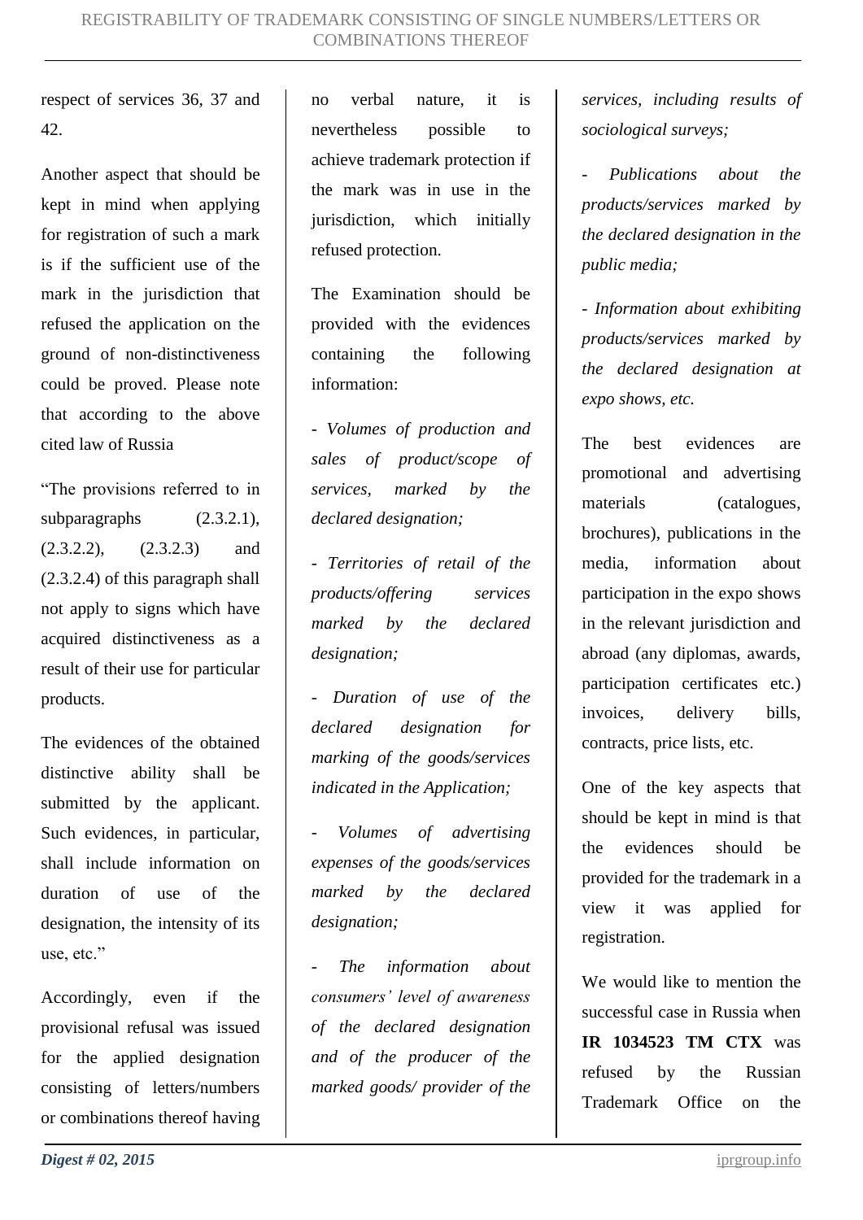respect of services 36, 37 and 42.

Another aspect that should be kept in mind when applying for registration of such a mark is if the sufficient use of the mark in the jurisdiction that refused the application on the ground of non-distinctiveness could be proved. Please note that according to the above cited law of Russia

"The provisions referred to in subparagraphs (2.3.2.1), (2.3.2.2), (2.3.2.3) and (2.3.2.4) of this paragraph shall not apply to signs which have acquired distinctiveness as a result of their use for particular products.

The evidences of the obtained distinctive ability shall be submitted by the applicant. Such evidences, in particular, shall include information on duration of use of the designation, the intensity of its use, etc."

Accordingly, even if the provisional refusal was issued for the applied designation consisting of letters/numbers or combinations thereof having no verbal nature, it is nevertheless possible to achieve trademark protection if the mark was in use in the jurisdiction, which initially refused protection.

The Examination should be provided with the evidences containing the following information:

- *Volumes of production and sales of product/scope of services, marked by the declared designation;*

- *Territories of retail of the products/offering services marked by the declared designation;*

- *Duration of use of the declared designation for marking of the goods/services indicated in the Application;*

- *Volumes of advertising expenses of the goods/services marked by the declared designation;*

- *The information about consumers' level of awareness of the declared designation and of the producer of the marked goods/ provider of the services, including results of sociological surveys;*

- *Publications about the products/services marked by the declared designation in the public media;*

- *Information about exhibiting products/services marked by the declared designation at expo shows, etc.*

The best evidences are promotional and advertising materials (catalogues, brochures), publications in the media, information about participation in the expo shows in the relevant jurisdiction and abroad (any diplomas, awards, participation certificates etc.) invoices, delivery bills, contracts, price lists, etc.

One of the key aspects that should be kept in mind is that the evidences should be provided for the trademark in a view it was applied for registration.

We would like to mention the successful case in Russia when **IR 1034523 TM CTX** was refused by the Russian Trademark Office on the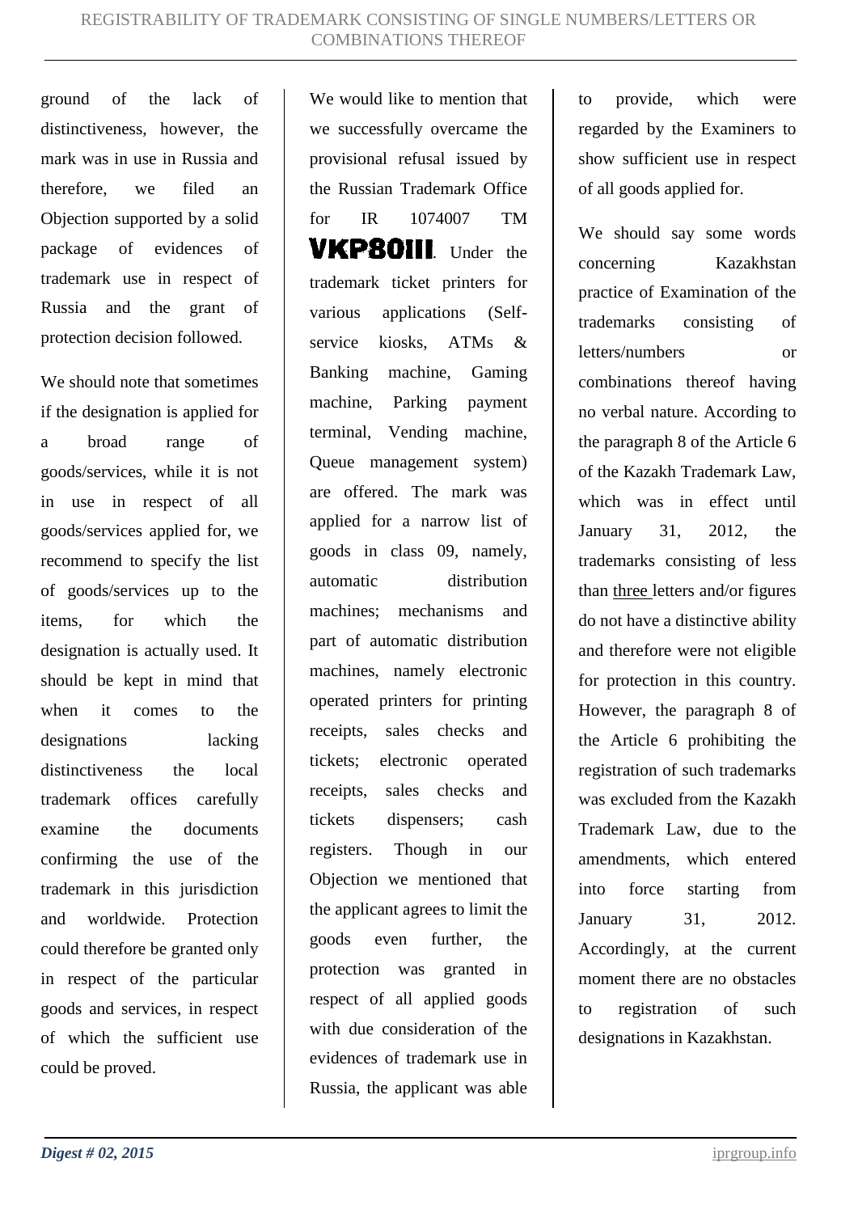ground of the lack of distinctiveness, however, the mark was in use in Russia and therefore, we filed an Objection supported by a solid package of evidences of trademark use in respect of Russia and the grant of protection decision followed.

We should note that sometimes if the designation is applied for a broad range of goods/services, while it is not in use in respect of all goods/services applied for, we recommend to specify the list of goods/services up to the items, for which the designation is actually used. It should be kept in mind that when it comes to the designations lacking distinctiveness the local trademark offices carefully examine the documents confirming the use of the trademark in this jurisdiction and worldwide. Protection could therefore be granted only in respect of the particular goods and services, in respect of which the sufficient use could be proved.

We would like to mention that we successfully overcame the provisional refusal issued by the Russian Trademark Office for IR 1074007 TM **VKP80III**. Under the trademark ticket printers for various applications (Self-service kiosks, ATMs & Banking machine, Gaming machine, Parking payment terminal, Vending machine, Queue management system) are offered. The mark was applied for a narrow list of goods in class 09, namely, automatic distribution machines; mechanisms and part of automatic distribution machines, namely electronic operated printers for printing receipts, sales checks and tickets; electronic operated receipts, sales checks and tickets dispensers; cash registers. Though in our Objection we mentioned that the applicant agrees to limit the goods even further, the protection was granted in respect of all applied goods with due consideration of the evidences of trademark use in Russia, the applicant was able to provide, which were regarded by the Examiners to show sufficient use in respect of all goods applied for.

We should say some words concerning Kazakhstan practice of Examination of the trademarks consisting of letters/numbers or combinations thereof having no verbal nature. According to the paragraph 8 of the Article 6 of the Kazakh Trademark Law, which was in effect until January 31, 2012, the trademarks consisting of less than <u>three</u> letters and/or figures do not have a distinctive ability and therefore were not eligible for protection in this country. However, the paragraph 8 of the Article 6 prohibiting the registration of such trademarks was excluded from the Kazakh Trademark Law, due to the amendments, which entered into force starting from January 31, 2012. Accordingly, at the current moment there are no obstacles to registration of such designations in Kazakhstan.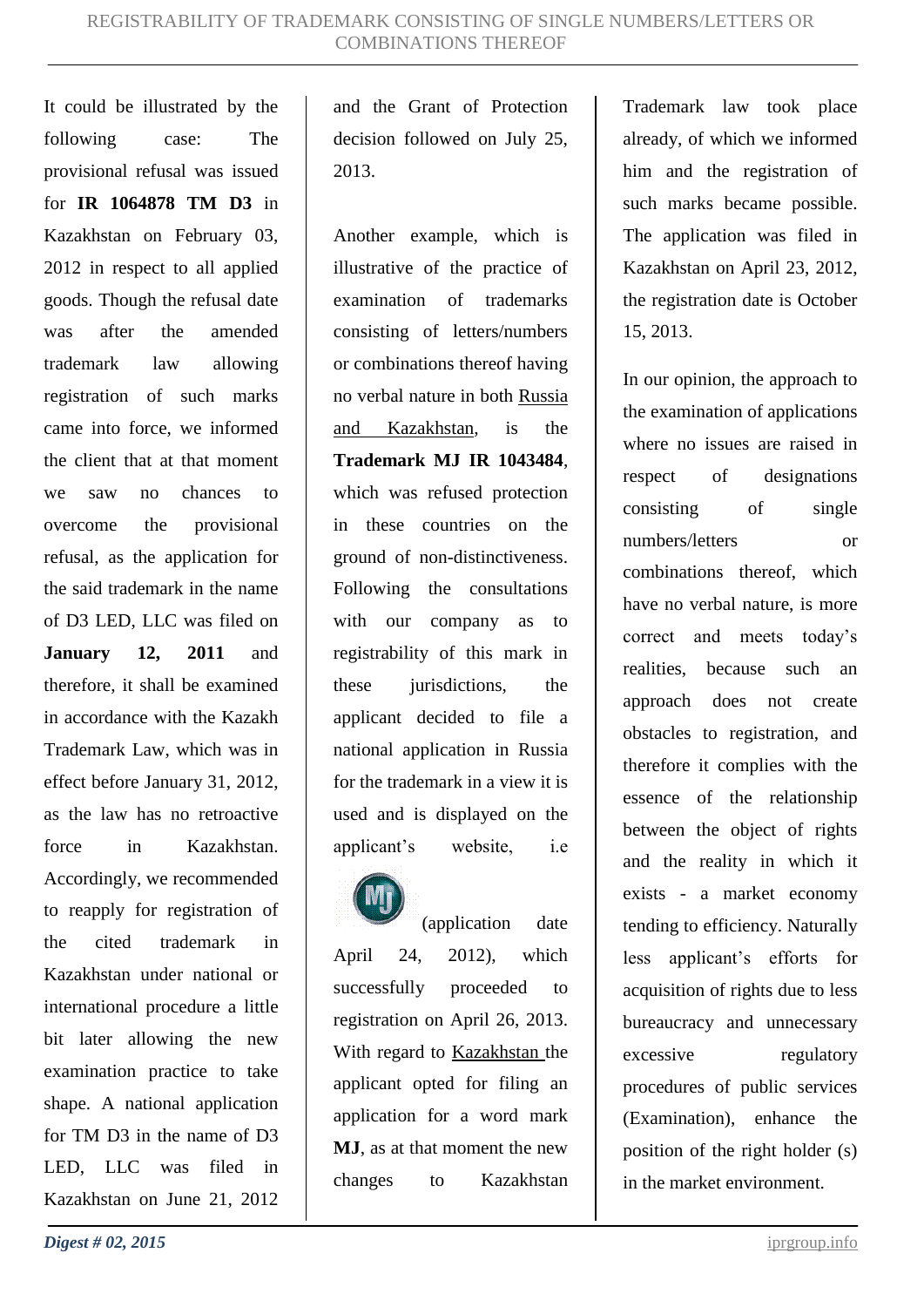It could be illustrated by the following case: The provisional refusal was issued for **IR 1064878 TM D3** in Kazakhstan on February 03, 2012 in respect to all applied goods. Though the refusal date was after the amended trademark law allowing registration of such marks came into force, we informed the client that at that moment we saw no chances to overcome the provisional refusal, as the application for the said trademark in the name of D3 LED, LLC was filed on **January 12, 2011** and therefore, it shall be examined in accordance with the Kazakh Trademark Law, which was in effect before January 31, 2012, as the law has no retroactive force in Kazakhstan. Accordingly, we recommended to reapply for registration of the cited trademark in Kazakhstan under national or international procedure a little bit later allowing the new examination practice to take shape. A national application for TM D3 in the name of D3 LED, LLC was filed in Kazakhstan on June 21, 2012 and the Grant of Protection decision followed on July 25, 2013.

Another example, which is illustrative of the practice of examination of trademarks consisting of letters/numbers or combinations thereof having no verbal nature in both Russia and Kazakhstan, is the **Trademark MJ IR 1043484**, which was refused protection in these countries on the ground of non-distinctiveness. Following the consultations with our company as to registrability of this mark in these jurisdictions, the applicant decided to file a national application in Russia for the trademark in a view it is used and is displayed on the applicant's website, i.e (application date April 24, 2012), which successfully proceeded to registration on April 26, 2013. With regard to Kazakhstan the applicant opted for filing an application for a word mark **MJ**, as at that moment the new changes to Kazakhstan Trademark law took place already, of which we informed him and the registration of such marks became possible. The application was filed in Kazakhstan on April 23, 2012, the registration date is October 15, 2013.

In our opinion, the approach to the examination of applications where no issues are raised in respect of designations consisting of single numbers/letters or combinations thereof, which have no verbal nature, is more correct and meets today's realities, because such an approach does not create obstacles to registration, and therefore it complies with the essence of the relationship between the object of rights and the reality in which it exists - a market economy tending to efficiency. Naturally less applicant's efforts for acquisition of rights due to less bureaucracy and unnecessary excessive regulatory procedures of public services (Examination), enhance the position of the right holder (s) in the market environment.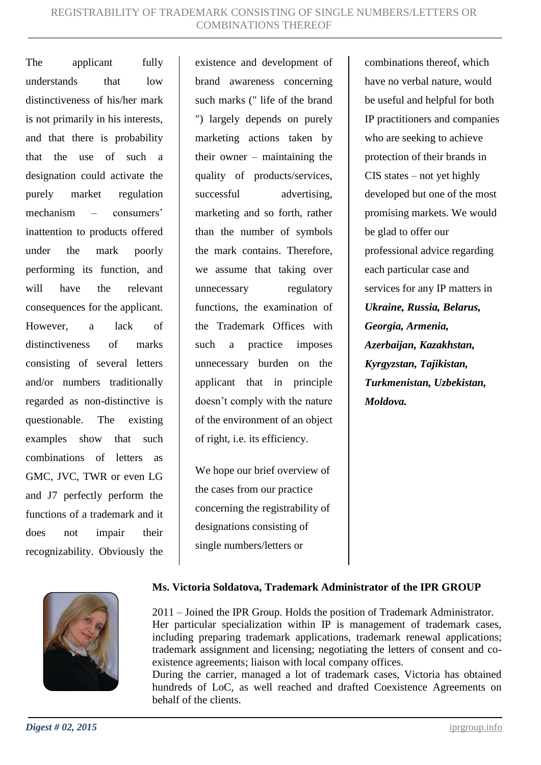The applicant fully understands that low distinctiveness of his/her mark is not primarily in his interests, and that there is probability that the use of such a designation could activate the purely market regulation mechanism – consumers' inattention to products offered under the mark poorly performing its function, and will have the relevant consequences for the applicant. However, a lack of distinctiveness of marks consisting of several letters and/or numbers traditionally regarded as non-distinctive is questionable. The existing examples show that such combinations of letters as GMC, JVC, TWR or even LG and J7 perfectly perform the functions of a trademark and it does not impair their recognizability. Obviously the existence and development of brand awareness concerning such marks (" life of the brand ") largely depends on purely marketing actions taken by their owner – maintaining the quality of products/services, successful advertising, marketing and so forth, rather than the number of symbols the mark contains. Therefore, we assume that taking over unnecessary regulatory functions, the examination of the Trademark Offices with such a practice imposes unnecessary burden on the applicant that in principle doesn't comply with the nature of the environment of an object of right, i.e. its efficiency.

We hope our brief overview of the cases from our practice concerning the registrability of designations consisting of single numbers/letters or combinations thereof, which have no verbal nature, would be useful and helpful for both IP practitioners and companies who are seeking to achieve protection of their brands in CIS states – not yet highly developed but one of the most promising markets. We would be glad to offer our professional advice regarding each particular case and services for any IP matters in ***Ukraine, Russia, Belarus, Georgia, Armenia, Azerbaijan, Kazakhstan, Kyrgyzstan, Tajikistan, Turkmenistan, Uzbekistan, Moldova.***

**Ms. Victoria Soldatova, Trademark Administrator of the IPR GROUP**

2011 – Joined the IPR Group. Holds the position of Trademark Administrator. Her particular specialization within IP is management of trademark cases, including preparing trademark applications, trademark renewal applications; trademark assignment and licensing; negotiating the letters of consent and co-existence agreements; liaison with local company offices.
During the carrier, managed a lot of trademark cases, Victoria has obtained hundreds of LoC, as well reached and drafted Coexistence Agreements on behalf of the clients.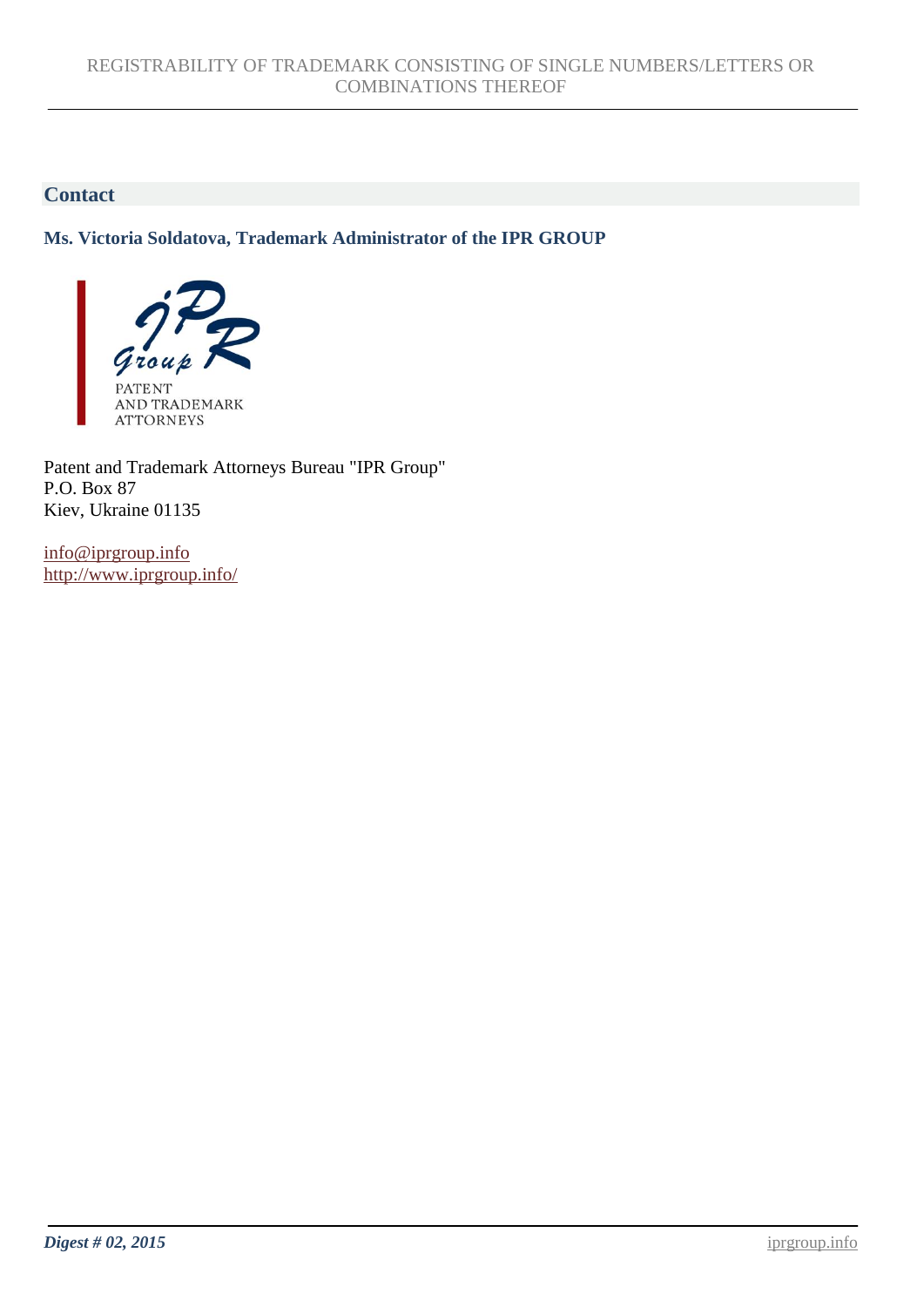## Contact

### Ms. Victoria Soldatova, Trademark Administrator of the IPR GROUP

Patent and Trademark Attorneys Bureau "IPR Group"
P.O. Box 87
Kiev, Ukraine 01135

info@iprgroup.info
http://www.iprgroup.info/